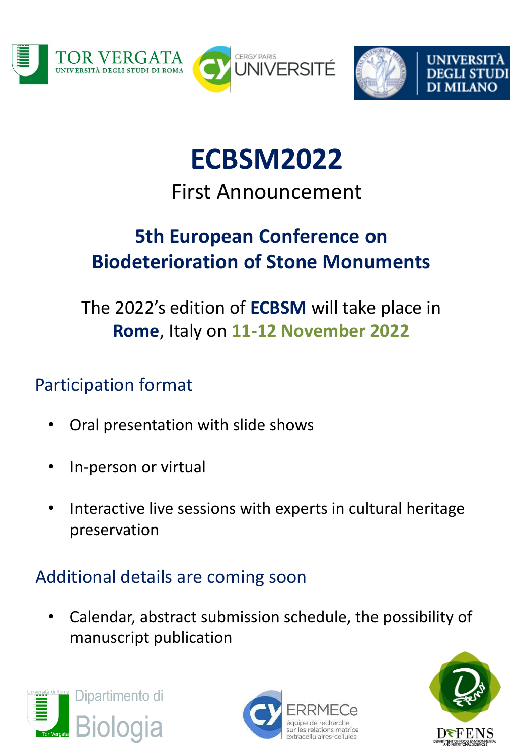# ECBSM2022

First Announcement

## 5th European Conference on Biodeterioration of Stone Monuments

The 2022's edition of **ECBSM** will take place in **Rome**, Italy on **11-12 November 2022**

### Participation format

- Oral presentation with slide shows
- In-person or virtual
- Interactive live sessions with experts in cultural heritage preservation

### Additional details are coming soon

- Calendar, abstract submission schedule, the possibility of manuscript publication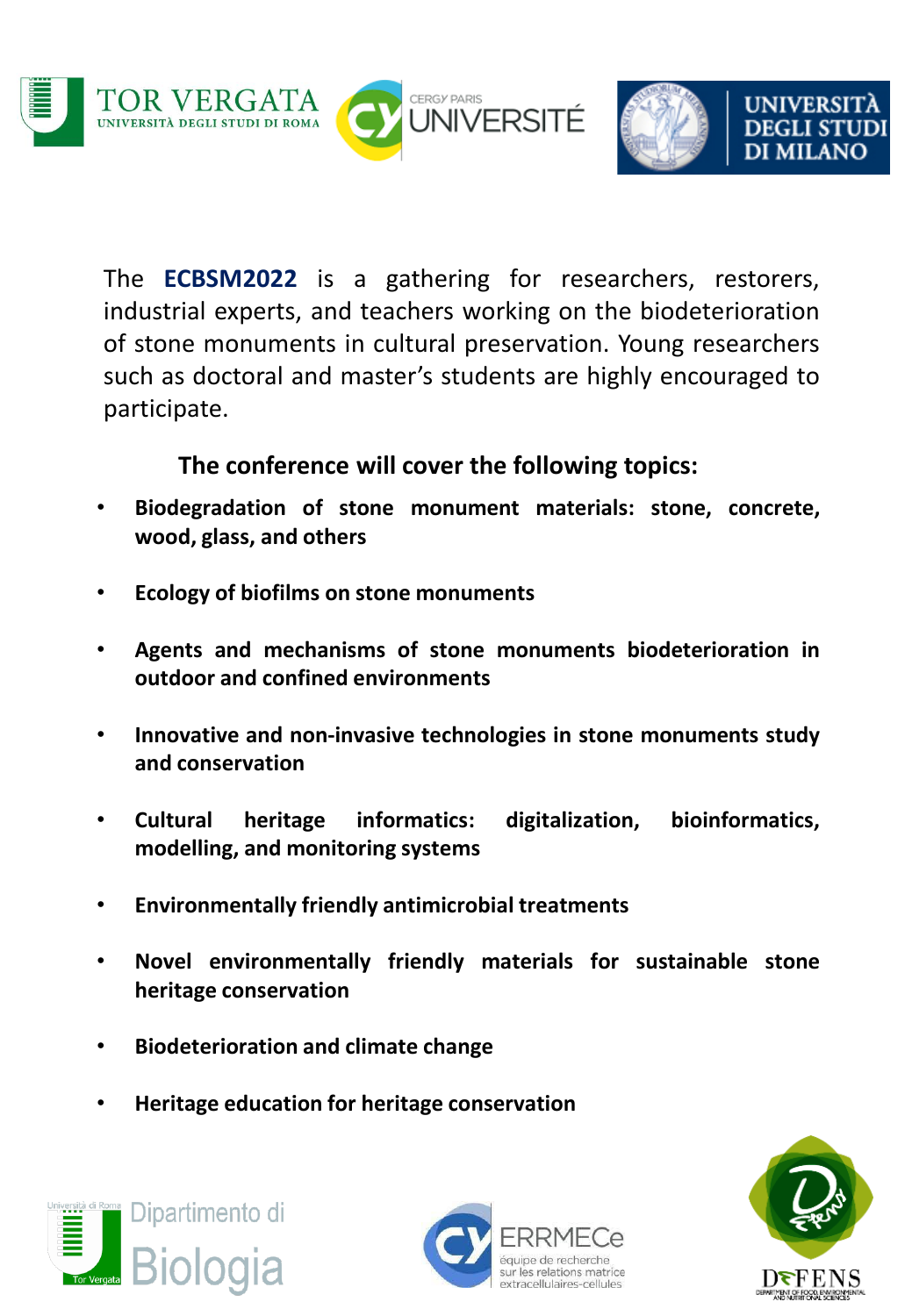The **ECBSM2022** is a gathering for researchers, restorers, industrial experts, and teachers working on the biodeterioration of stone monuments in cultural preservation. Young researchers such as doctoral and master's students are highly encouraged to participate.

**The conference will cover the following topics:**

- **Biodegradation of stone monument materials: stone, concrete, wood, glass, and others**
- **Ecology of biofilms on stone monuments**
- **Agents and mechanisms of stone monuments biodeterioration in outdoor and confined environments**
- **Innovative and non-invasive technologies in stone monuments study and conservation**
- **Cultural heritage informatics: digitalization, bioinformatics, modelling, and monitoring systems**
- **Environmentally friendly antimicrobial treatments**
- **Novel environmentally friendly materials for sustainable stone heritage conservation**
- **Biodeterioration and climate change**
- **Heritage education for heritage conservation**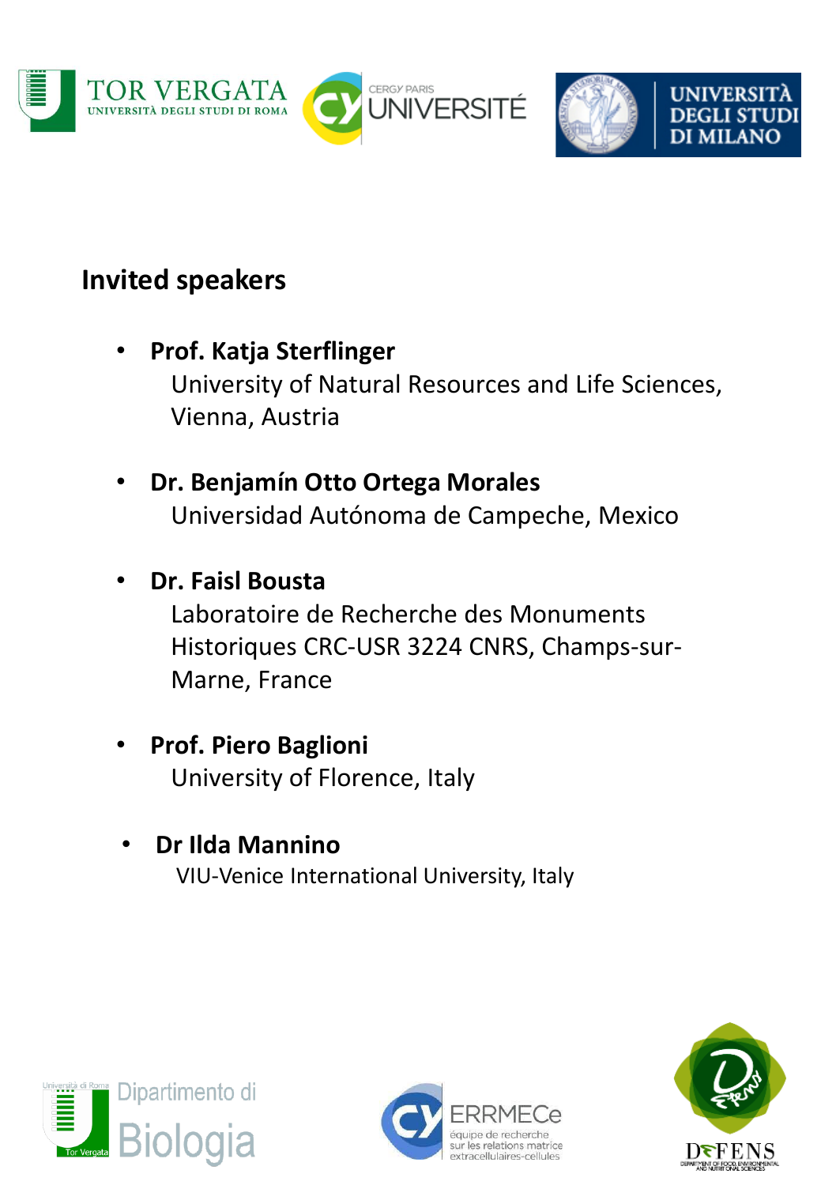## Invited speakers

- **Prof. Katja Sterflinger**
  University of Natural Resources and Life Sciences, Vienna, Austria

- **Dr. Benjamín Otto Ortega Morales**
  Universidad Autónoma de Campeche, Mexico

- **Dr. Faisl Bousta**
  Laboratoire de Recherche des Monuments Historiques CRC-USR 3224 CNRS, Champs-sur-Marne, France

- **Prof. Piero Baglioni**
  University of Florence, Italy

- **Dr Ilda Mannino**
  VIU-Venice International University, Italy